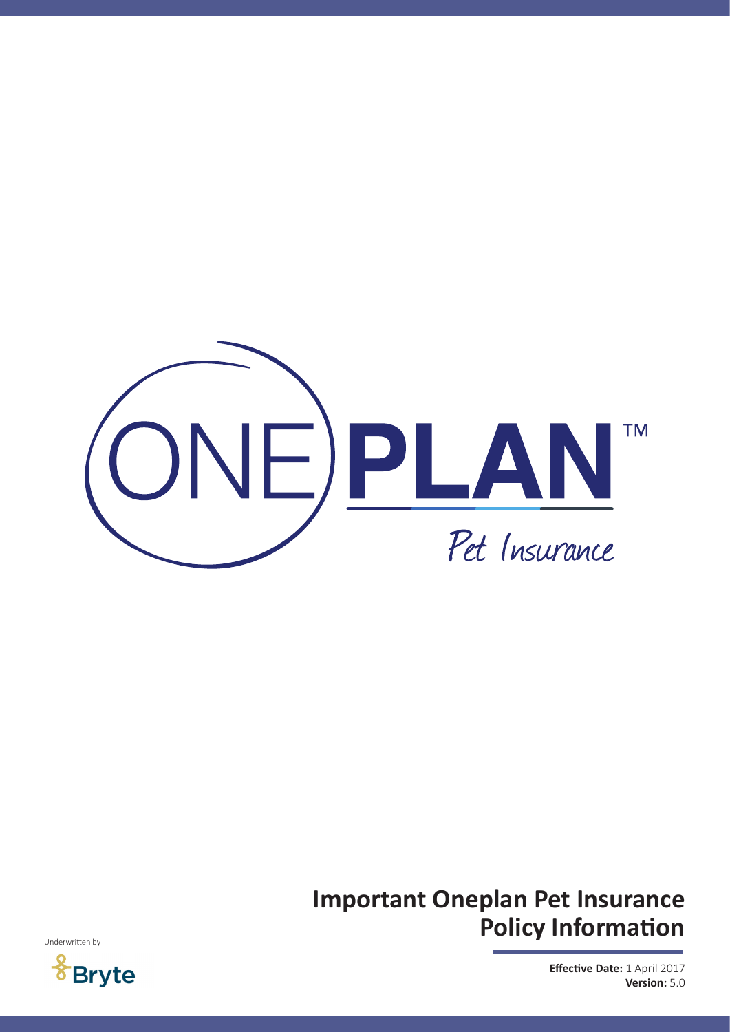ONE PLAN™

Pet Insurance

# Important Oneplan Pet Insurance Policy Information

Underwritten by

Bryte

**Effective Date:** 1 April 2017

**Version:** 5.0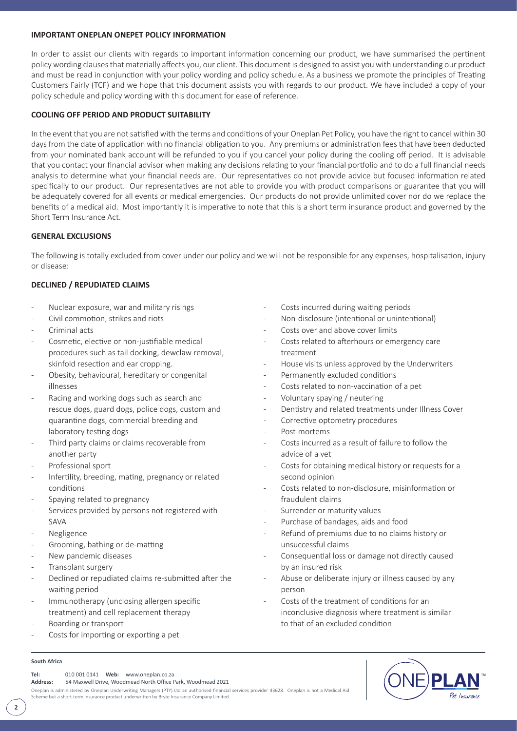## IMPORTANT ONEPLAN ONEPET POLICY INFORMATION

In order to assist our clients with regards to important information concerning our product, we have summarised the pertinent policy wording clauses that materially affects you, our client. This document is designed to assist you with understanding our product and must be read in conjunction with your policy wording and policy schedule. As a business we promote the principles of Treating Customers Fairly (TCF) and we hope that this document assists you with regards to our product. We have included a copy of your policy schedule and policy wording with this document for ease of reference.

## COOLING OFF PERIOD AND PRODUCT SUITABILITY

In the event that you are not satisfied with the terms and conditions of your Oneplan Pet Policy, you have the right to cancel within 30 days from the date of application with no financial obligation to you. Any premiums or administration fees that have been deducted from your nominated bank account will be refunded to you if you cancel your policy during the cooling off period. It is advisable that you contact your financial advisor when making any decisions relating to your financial portfolio and to do a full financial needs analysis to determine what your financial needs are. Our representatives do not provide advice but focused information related specifically to our product. Our representatives are not able to provide you with product comparisons or guarantee that you will be adequately covered for all events or medical emergencies. Our products do not provide unlimited cover nor do we replace the benefits of a medical aid. Most importantly it is imperative to note that this is a short term insurance product and governed by the Short Term Insurance Act.

## GENERAL EXCLUSIONS

The following is totally excluded from cover under our policy and we will not be responsible for any expenses, hospitalisation, injury or disease:

## DECLINED / REPUDIATED CLAIMS

- Nuclear exposure, war and military risings
- Civil commotion, strikes and riots
- Criminal acts
- Cosmetic, elective or non-justifiable medical procedures such as tail docking, dewclaw removal, skinfold resection and ear cropping.
- Obesity, behavioural, hereditary or congenital illnesses
- Racing and working dogs such as search and rescue dogs, guard dogs, police dogs, custom and quarantine dogs, commercial breeding and laboratory testing dogs
- Third party claims or claims recoverable from another party
- Professional sport
- Infertility, breeding, mating, pregnancy or related conditions
- Spaying related to pregnancy
- Services provided by persons not registered with SAVA
- Negligence
- Grooming, bathing or de-matting
- New pandemic diseases
- Transplant surgery
- Declined or repudiated claims re-submitted after the waiting period
- Immunotherapy (unclosing allergen specific treatment) and cell replacement therapy
- Boarding or transport
- Costs for importing or exporting a pet
- Costs incurred during waiting periods
- Non-disclosure (intentional or unintentional)
- Costs over and above cover limits
- Costs related to afterhours or emergency care treatment
- House visits unless approved by the Underwriters
- Permanently excluded conditions
- Costs related to non-vaccination of a pet
- Voluntary spaying / neutering
- Dentistry and related treatments under Illness Cover
- Corrective optometry procedures
- Post-mortems
- Costs incurred as a result of failure to follow the advice of a vet
- Costs for obtaining medical history or requests for a second opinion
- Costs related to non-disclosure, misinformation or fraudulent claims
- Surrender or maturity values
- Purchase of bandages, aids and food
- Refund of premiums due to no claims history or unsuccessful claims
- Consequential loss or damage not directly caused by an insured risk
- Abuse or deliberate injury or illness caused by any person
- Costs of the treatment of conditions for an inconclusive diagnosis where treatment is similar to that of an excluded condition

**South Africa**

**Tel:** 010 001 0141 **Web:** www.oneplan.co.za
**Address:** 54 Maxwell Drive, Woodmead North Office Park, Woodmead 2021

Oneplan is administered by Oneplan Underwriting Managers (PTY) Ltd an authorised financial services provider 43628. Oneplan is not a Medical Aid Scheme but a short-term insurance product underwritten by Bryte Insurance Company Limited.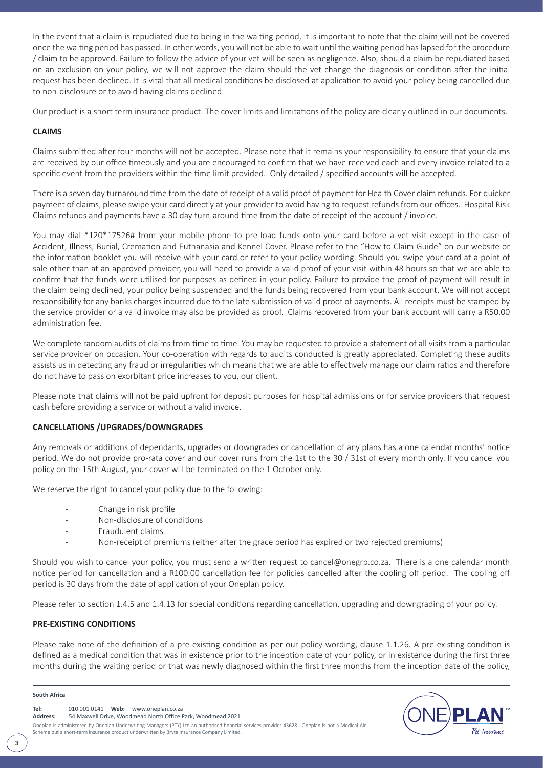In the event that a claim is repudiated due to being in the waiting period, it is important to note that the claim will not be covered once the waiting period has passed. In other words, you will not be able to wait until the waiting period has lapsed for the procedure / claim to be approved. Failure to follow the advice of your vet will be seen as negligence. Also, should a claim be repudiated based on an exclusion on your policy, we will not approve the claim should the vet change the diagnosis or condition after the initial request has been declined. It is vital that all medical conditions be disclosed at application to avoid your policy being cancelled due to non-disclosure or to avoid having claims declined.

Our product is a short term insurance product. The cover limits and limitations of the policy are clearly outlined in our documents.

**CLAIMS**

Claims submitted after four months will not be accepted. Please note that it remains your responsibility to ensure that your claims are received by our office timeously and you are encouraged to confirm that we have received each and every invoice related to a specific event from the providers within the time limit provided. Only detailed / specified accounts will be accepted.

There is a seven day turnaround time from the date of receipt of a valid proof of payment for Health Cover claim refunds. For quicker payment of claims, please swipe your card directly at your provider to avoid having to request refunds from our offices. Hospital Risk Claims refunds and payments have a 30 day turn-around time from the date of receipt of the account / invoice.

You may dial *120*17526# from your mobile phone to pre-load funds onto your card before a vet visit except in the case of Accident, Illness, Burial, Cremation and Euthanasia and Kennel Cover. Please refer to the "How to Claim Guide" on our website or the information booklet you will receive with your card or refer to your policy wording. Should you swipe your card at a point of sale other than at an approved provider, you will need to provide a valid proof of your visit within 48 hours so that we are able to confirm that the funds were utilised for purposes as defined in your policy. Failure to provide the proof of payment will result in the claim being declined, your policy being suspended and the funds being recovered from your bank account. We will not accept responsibility for any banks charges incurred due to the late submission of valid proof of payments. All receipts must be stamped by the service provider or a valid invoice may also be provided as proof. Claims recovered from your bank account will carry a R50.00 administration fee.

We complete random audits of claims from time to time. You may be requested to provide a statement of all visits from a particular service provider on occasion. Your co-operation with regards to audits conducted is greatly appreciated. Completing these audits assists us in detecting any fraud or irregularities which means that we are able to effectively manage our claim ratios and therefore do not have to pass on exorbitant price increases to you, our client.

Please note that claims will not be paid upfront for deposit purposes for hospital admissions or for service providers that request cash before providing a service or without a valid invoice.

**CANCELLATIONS /UPGRADES/DOWNGRADES**

Any removals or additions of dependants, upgrades or downgrades or cancellation of any plans has a one calendar months' notice period. We do not provide pro-rata cover and our cover runs from the 1st to the 30 / 31st of every month only. If you cancel you policy on the 15th August, your cover will be terminated on the 1 October only.

We reserve the right to cancel your policy due to the following:

- Change in risk profile
- Non-disclosure of conditions
- Fraudulent claims
- Non-receipt of premiums (either after the grace period has expired or two rejected premiums)

Should you wish to cancel your policy, you must send a written request to cancel@onegrp.co.za. There is a one calendar month notice period for cancellation and a R100.00 cancellation fee for policies cancelled after the cooling off period. The cooling off period is 30 days from the date of application of your Oneplan policy.

Please refer to section 1.4.5 and 1.4.13 for special conditions regarding cancellation, upgrading and downgrading of your policy.

**PRE-EXISTING CONDITIONS**

Please take note of the definition of a pre-existing condition as per our policy wording, clause 1.1.26. A pre-existing condition is defined as a medical condition that was in existence prior to the inception date of your policy, or in existence during the first three months during the waiting period or that was newly diagnosed within the first three months from the inception date of the policy,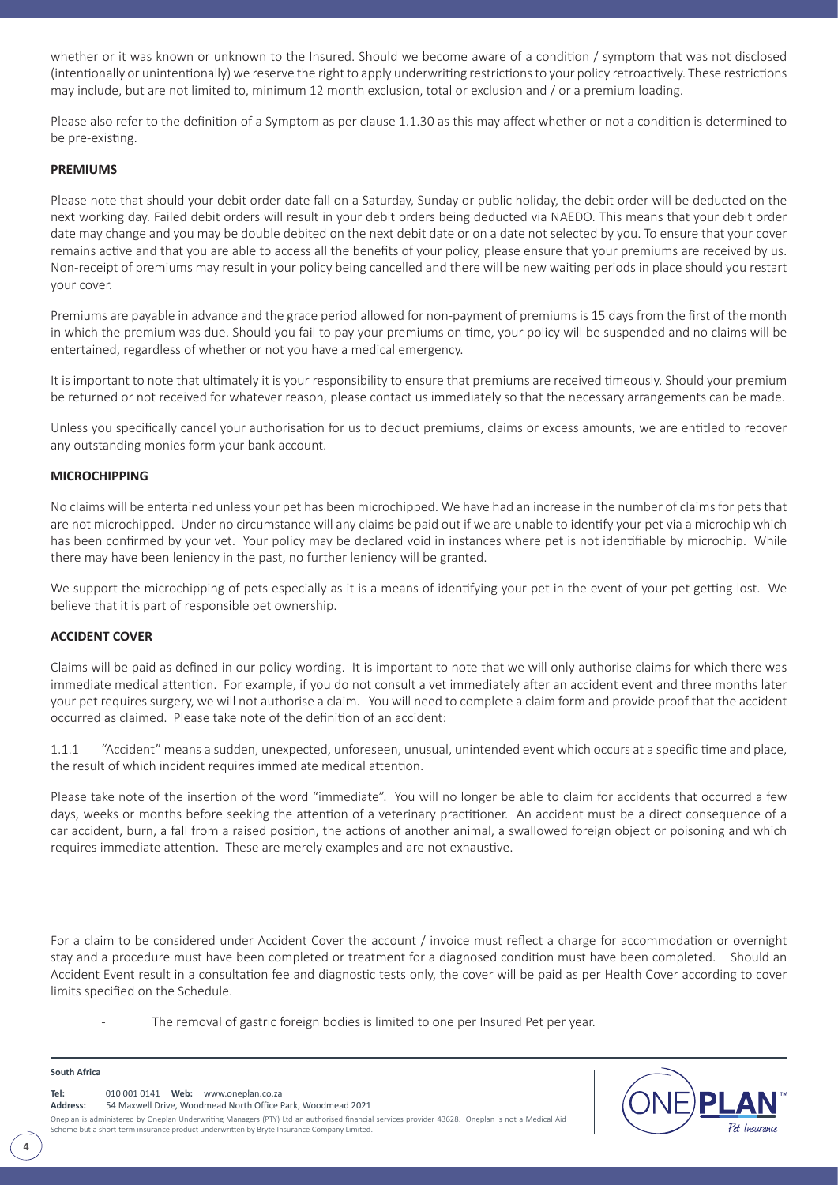whether or it was known or unknown to the Insured. Should we become aware of a condition / symptom that was not disclosed (intentionally or unintentionally) we reserve the right to apply underwriting restrictions to your policy retroactively. These restrictions may include, but are not limited to, minimum 12 month exclusion, total or exclusion and / or a premium loading.

Please also refer to the definition of a Symptom as per clause 1.1.30 as this may affect whether or not a condition is determined to be pre-existing.

**PREMIUMS**

Please note that should your debit order date fall on a Saturday, Sunday or public holiday, the debit order will be deducted on the next working day. Failed debit orders will result in your debit orders being deducted via NAEDO. This means that your debit order date may change and you may be double debited on the next debit date or on a date not selected by you. To ensure that your cover remains active and that you are able to access all the benefits of your policy, please ensure that your premiums are received by us. Non-receipt of premiums may result in your policy being cancelled and there will be new waiting periods in place should you restart your cover.

Premiums are payable in advance and the grace period allowed for non-payment of premiums is 15 days from the first of the month in which the premium was due. Should you fail to pay your premiums on time, your policy will be suspended and no claims will be entertained, regardless of whether or not you have a medical emergency.

It is important to note that ultimately it is your responsibility to ensure that premiums are received timeously. Should your premium be returned or not received for whatever reason, please contact us immediately so that the necessary arrangements can be made.

Unless you specifically cancel your authorisation for us to deduct premiums, claims or excess amounts, we are entitled to recover any outstanding monies form your bank account.

**MICROCHIPPING**

No claims will be entertained unless your pet has been microchipped. We have had an increase in the number of claims for pets that are not microchipped. Under no circumstance will any claims be paid out if we are unable to identify your pet via a microchip which has been confirmed by your vet. Your policy may be declared void in instances where pet is not identifiable by microchip. While there may have been leniency in the past, no further leniency will be granted.

We support the microchipping of pets especially as it is a means of identifying your pet in the event of your pet getting lost. We believe that it is part of responsible pet ownership.

**ACCIDENT COVER**

Claims will be paid as defined in our policy wording. It is important to note that we will only authorise claims for which there was immediate medical attention. For example, if you do not consult a vet immediately after an accident event and three months later your pet requires surgery, we will not authorise a claim. You will need to complete a claim form and provide proof that the accident occurred as claimed. Please take note of the definition of an accident:

1.1.1 "Accident" means a sudden, unexpected, unforeseen, unusual, unintended event which occurs at a specific time and place, the result of which incident requires immediate medical attention.

Please take note of the insertion of the word "immediate". You will no longer be able to claim for accidents that occurred a few days, weeks or months before seeking the attention of a veterinary practitioner. An accident must be a direct consequence of a car accident, burn, a fall from a raised position, the actions of another animal, a swallowed foreign object or poisoning and which requires immediate attention. These are merely examples and are not exhaustive.

For a claim to be considered under Accident Cover the account / invoice must reflect a charge for accommodation or overnight stay and a procedure must have been completed or treatment for a diagnosed condition must have been completed. Should an Accident Event result in a consultation fee and diagnostic tests only, the cover will be paid as per Health Cover according to cover limits specified on the Schedule.

- The removal of gastric foreign bodies is limited to one per Insured Pet per year.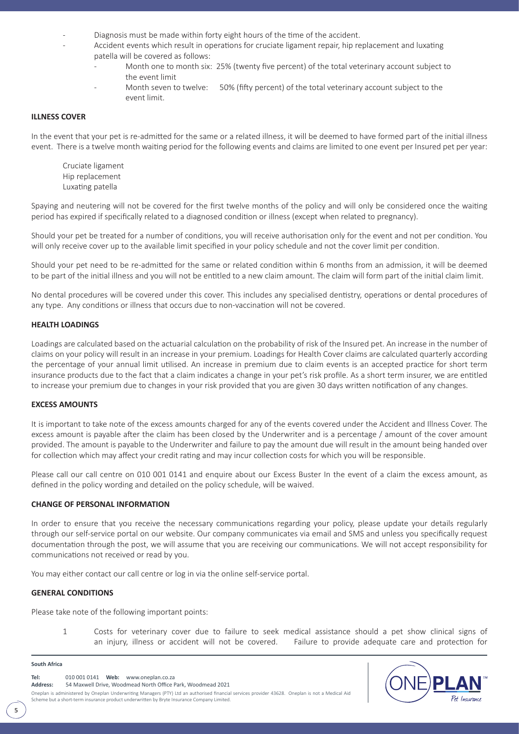- Diagnosis must be made within forty eight hours of the time of the accident.
- Accident events which result in operations for cruciate ligament repair, hip replacement and luxating patella will be covered as follows:
  - Month one to month six: 25% (twenty five percent) of the total veterinary account subject to the event limit
  - Month seven to twelve: 50% (fifty percent) of the total veterinary account subject to the event limit.

**ILLNESS COVER**

In the event that your pet is re-admitted for the same or a related illness, it will be deemed to have formed part of the initial illness event. There is a twelve month waiting period for the following events and claims are limited to one event per Insured pet per year:

Cruciate ligament
Hip replacement
Luxating patella

Spaying and neutering will not be covered for the first twelve months of the policy and will only be considered once the waiting period has expired if specifically related to a diagnosed condition or illness (except when related to pregnancy).

Should your pet be treated for a number of conditions, you will receive authorisation only for the event and not per condition. You will only receive cover up to the available limit specified in your policy schedule and not the cover limit per condition.

Should your pet need to be re-admitted for the same or related condition within 6 months from an admission, it will be deemed to be part of the initial illness and you will not be entitled to a new claim amount. The claim will form part of the initial claim limit.

No dental procedures will be covered under this cover. This includes any specialised dentistry, operations or dental procedures of any type. Any conditions or illness that occurs due to non-vaccination will not be covered.

**HEALTH LOADINGS**

Loadings are calculated based on the actuarial calculation on the probability of risk of the Insured pet. An increase in the number of claims on your policy will result in an increase in your premium. Loadings for Health Cover claims are calculated quarterly according the percentage of your annual limit utilised. An increase in premium due to claim events is an accepted practice for short term insurance products due to the fact that a claim indicates a change in your pet's risk profile. As a short term insurer, we are entitled to increase your premium due to changes in your risk provided that you are given 30 days written notification of any changes.

**EXCESS AMOUNTS**

It is important to take note of the excess amounts charged for any of the events covered under the Accident and Illness Cover. The excess amount is payable after the claim has been closed by the Underwriter and is a percentage / amount of the cover amount provided. The amount is payable to the Underwriter and failure to pay the amount due will result in the amount being handed over for collection which may affect your credit rating and may incur collection costs for which you will be responsible.

Please call our call centre on 010 001 0141 and enquire about our Excess Buster In the event of a claim the excess amount, as defined in the policy wording and detailed on the policy schedule, will be waived.

**CHANGE OF PERSONAL INFORMATION**

In order to ensure that you receive the necessary communications regarding your policy, please update your details regularly through our self-service portal on our website. Our company communicates via email and SMS and unless you specifically request documentation through the post, we will assume that you are receiving our communications. We will not accept responsibility for communications not received or read by you.

You may either contact our call centre or log in via the online self-service portal.

**GENERAL CONDITIONS**

Please take note of the following important points:

1. Costs for veterinary cover due to failure to seek medical assistance should a pet show clinical signs of an injury, illness or accident will not be covered. Failure to provide adequate care and protection for

**South Africa**

**Tel:** 010 001 0141 **Web:** www.oneplan.co.za
**Address:** 54 Maxwell Drive, Woodmead North Office Park, Woodmead 2021

Oneplan is administered by Oneplan Underwriting Managers (PTY) Ltd an authorised financial services provider 43628. Oneplan is not a Medical Aid Scheme but a short-term insurance product underwritten by Bryte Insurance Company Limited.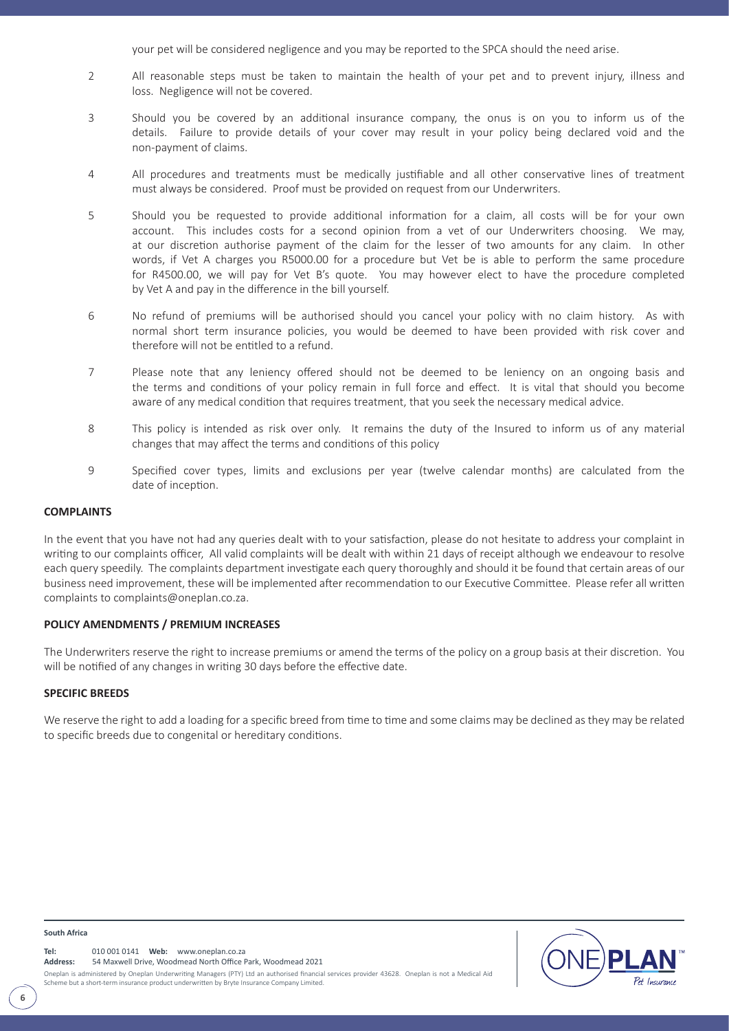your pet will be considered negligence and you may be reported to the SPCA should the need arise.

2 All reasonable steps must be taken to maintain the health of your pet and to prevent injury, illness and loss. Negligence will not be covered.

3 Should you be covered by an additional insurance company, the onus is on you to inform us of the details. Failure to provide details of your cover may result in your policy being declared void and the non-payment of claims.

4 All procedures and treatments must be medically justifiable and all other conservative lines of treatment must always be considered. Proof must be provided on request from our Underwriters.

5 Should you be requested to provide additional information for a claim, all costs will be for your own account. This includes costs for a second opinion from a vet of our Underwriters choosing. We may, at our discretion authorise payment of the claim for the lesser of two amounts for any claim. In other words, if Vet A charges you R5000.00 for a procedure but Vet be is able to perform the same procedure for R4500.00, we will pay for Vet B's quote. You may however elect to have the procedure completed by Vet A and pay in the difference in the bill yourself.

6 No refund of premiums will be authorised should you cancel your policy with no claim history. As with normal short term insurance policies, you would be deemed to have been provided with risk cover and therefore will not be entitled to a refund.

7 Please note that any leniency offered should not be deemed to be leniency on an ongoing basis and the terms and conditions of your policy remain in full force and effect. It is vital that should you become aware of any medical condition that requires treatment, that you seek the necessary medical advice.

8 This policy is intended as risk over only. It remains the duty of the Insured to inform us of any material changes that may affect the terms and conditions of this policy

9 Specified cover types, limits and exclusions per year (twelve calendar months) are calculated from the date of inception.

**COMPLAINTS**

In the event that you have not had any queries dealt with to your satisfaction, please do not hesitate to address your complaint in writing to our complaints officer, All valid complaints will be dealt with within 21 days of receipt although we endeavour to resolve each query speedily. The complaints department investigate each query thoroughly and should it be found that certain areas of our business need improvement, these will be implemented after recommendation to our Executive Committee. Please refer all written complaints to complaints@oneplan.co.za.

**POLICY AMENDMENTS / PREMIUM INCREASES**

The Underwriters reserve the right to increase premiums or amend the terms of the policy on a group basis at their discretion. You will be notified of any changes in writing 30 days before the effective date.

**SPECIFIC BREEDS**

We reserve the right to add a loading for a specific breed from time to time and some claims may be declined as they may be related to specific breeds due to congenital or hereditary conditions.

**South Africa**

**Tel:** 010 001 0141 **Web:** www.oneplan.co.za
**Address:** 54 Maxwell Drive, Woodmead North Office Park, Woodmead 2021

Oneplan is administered by Oneplan Underwriting Managers (PTY) Ltd an authorised financial services provider 43628. Oneplan is not a Medical Aid Scheme but a short-term insurance product underwritten by Bryte Insurance Company Limited.

ONEPLAN™ Pet Insurance